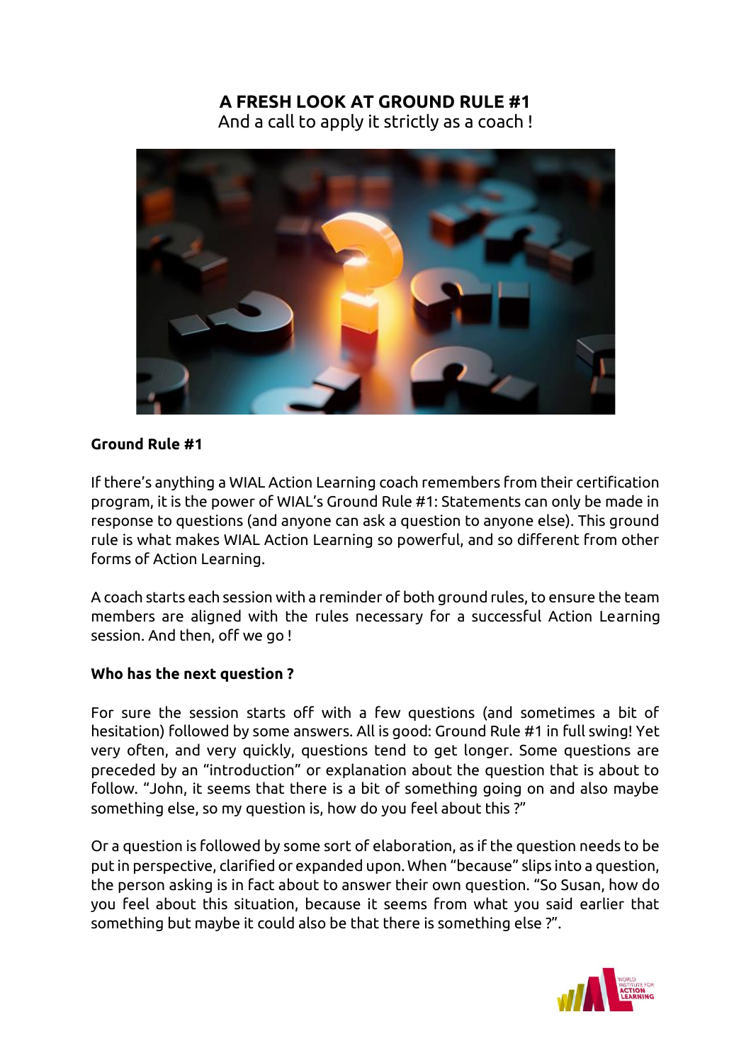# A FRESH LOOK AT GROUND RULE #1

And a call to apply it strictly as a coach !

## Ground Rule #1

If there's anything a WIAL Action Learning coach remembers from their certification program, it is the power of WIAL's Ground Rule #1: Statements can only be made in response to questions (and anyone can ask a question to anyone else). This ground rule is what makes WIAL Action Learning so powerful, and so different from other forms of Action Learning.

A coach starts each session with a reminder of both ground rules, to ensure the team members are aligned with the rules necessary for a successful Action Learning session. And then, off we go !

## Who has the next question ?

For sure the session starts off with a few questions (and sometimes a bit of hesitation) followed by some answers. All is good: Ground Rule #1 in full swing! Yet very often, and very quickly, questions tend to get longer. Some questions are preceded by an "introduction" or explanation about the question that is about to follow. "John, it seems that there is a bit of something going on and also maybe something else, so my question is, how do you feel about this ?"

Or a question is followed by some sort of elaboration, as if the question needs to be put in perspective, clarified or expanded upon. When "because" slips into a question, the person asking is in fact about to answer their own question. "So Susan, how do you feel about this situation, because it seems from what you said earlier that something but maybe it could also be that there is something else ?".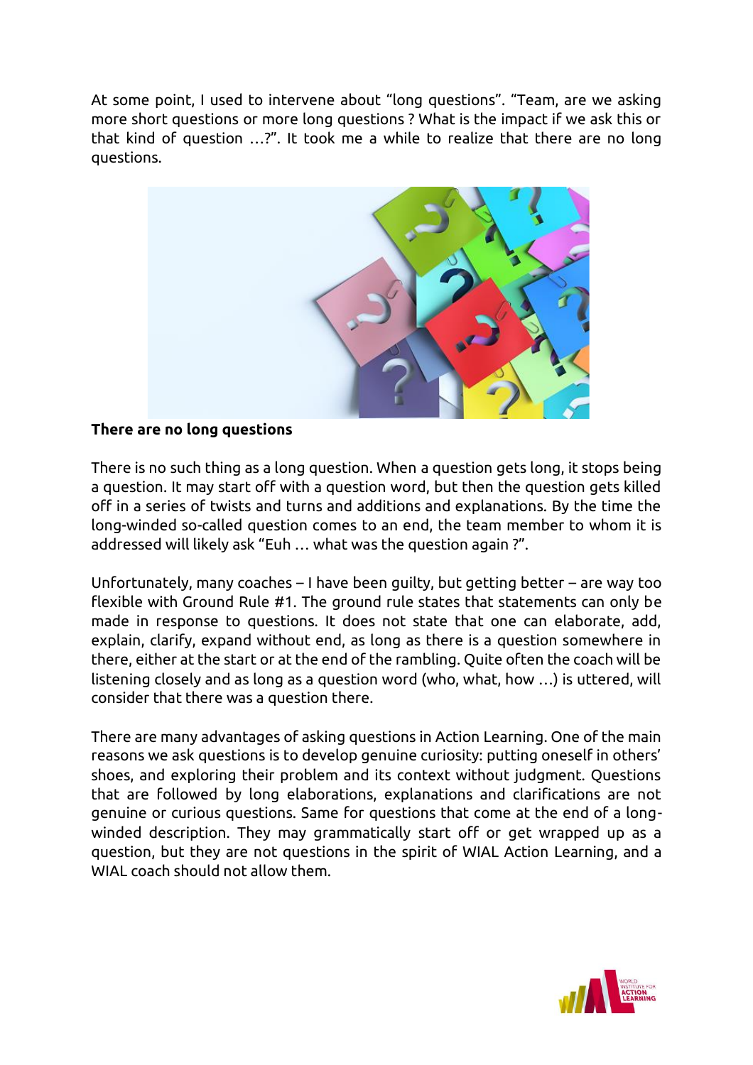At some point, I used to intervene about "long questions". "Team, are we asking more short questions or more long questions ? What is the impact if we ask this or that kind of question …?". It took me a while to realize that there are no long questions.

**There are no long questions**

There is no such thing as a long question. When a question gets long, it stops being a question. It may start off with a question word, but then the question gets killed off in a series of twists and turns and additions and explanations. By the time the long-winded so-called question comes to an end, the team member to whom it is addressed will likely ask "Euh … what was the question again ?".

Unfortunately, many coaches – I have been guilty, but getting better – are way too flexible with Ground Rule #1. The ground rule states that statements can only be made in response to questions. It does not state that one can elaborate, add, explain, clarify, expand without end, as long as there is a question somewhere in there, either at the start or at the end of the rambling. Quite often the coach will be listening closely and as long as a question word (who, what, how …) is uttered, will consider that there was a question there.

There are many advantages of asking questions in Action Learning. One of the main reasons we ask questions is to develop genuine curiosity: putting oneself in others' shoes, and exploring their problem and its context without judgment. Questions that are followed by long elaborations, explanations and clarifications are not genuine or curious questions. Same for questions that come at the end of a long-winded description. They may grammatically start off or get wrapped up as a question, but they are not questions in the spirit of WIAL Action Learning, and a WIAL coach should not allow them.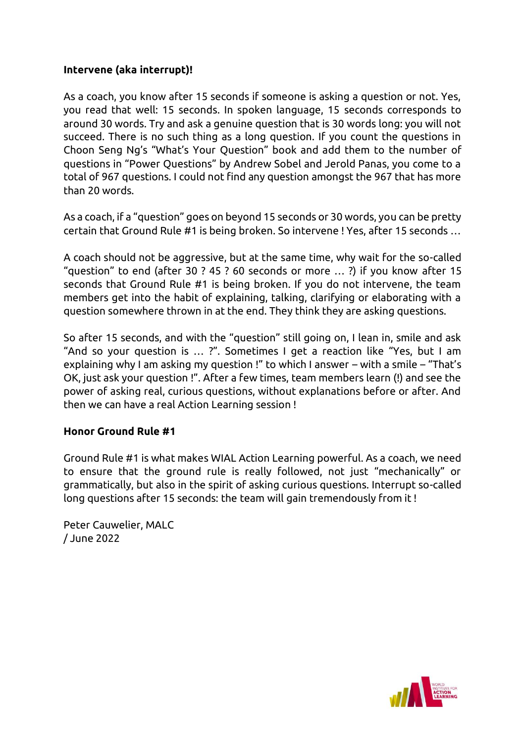**Intervene (aka interrupt)!**

As a coach, you know after 15 seconds if someone is asking a question or not. Yes, you read that well: 15 seconds. In spoken language, 15 seconds corresponds to around 30 words. Try and ask a genuine question that is 30 words long: you will not succeed. There is no such thing as a long question. If you count the questions in Choon Seng Ng's "What's Your Question" book and add them to the number of questions in "Power Questions" by Andrew Sobel and Jerold Panas, you come to a total of 967 questions. I could not find any question amongst the 967 that has more than 20 words.

As a coach, if a "question" goes on beyond 15 seconds or 30 words, you can be pretty certain that Ground Rule #1 is being broken. So intervene ! Yes, after 15 seconds …

A coach should not be aggressive, but at the same time, why wait for the so-called "question" to end (after 30 ? 45 ? 60 seconds or more … ?) if you know after 15 seconds that Ground Rule #1 is being broken. If you do not intervene, the team members get into the habit of explaining, talking, clarifying or elaborating with a question somewhere thrown in at the end. They think they are asking questions.

So after 15 seconds, and with the "question" still going on, I lean in, smile and ask "And so your question is … ?". Sometimes I get a reaction like "Yes, but I am explaining why I am asking my question !" to which I answer – with a smile – "That's OK, just ask your question !". After a few times, team members learn (!) and see the power of asking real, curious questions, without explanations before or after. And then we can have a real Action Learning session !

**Honor Ground Rule #1**

Ground Rule #1 is what makes WIAL Action Learning powerful. As a coach, we need to ensure that the ground rule is really followed, not just "mechanically" or grammatically, but also in the spirit of asking curious questions. Interrupt so-called long questions after 15 seconds: the team will gain tremendously from it !

Peter Cauwelier, MALC
/ June 2022